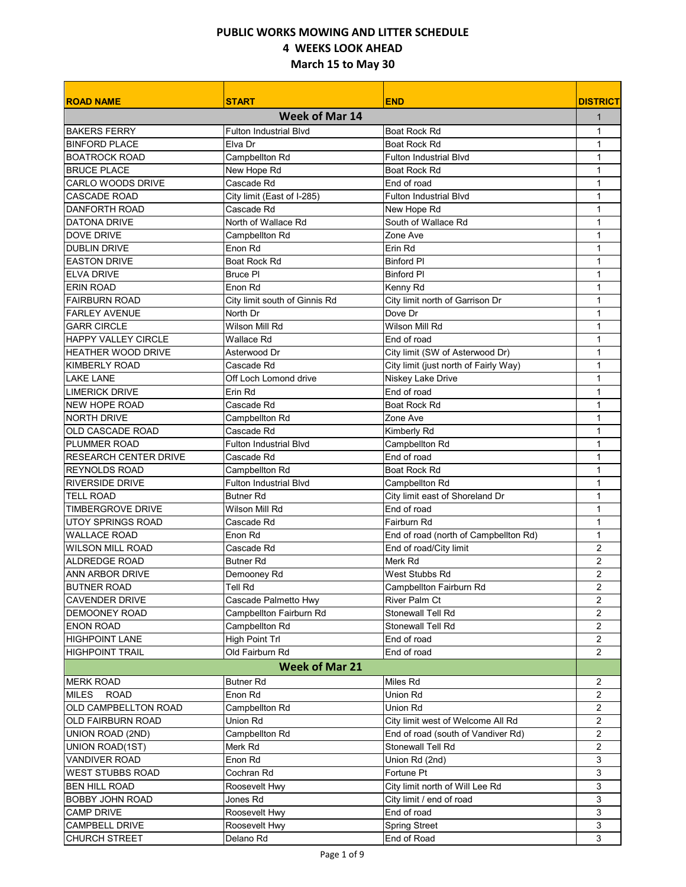# PUBLIC WORKS MOWING AND LITTER SCHEDULE

## 4 WEEKS LOOK AHEAD

## March 15 to May 30

| ROAD NAME | START | END | DISTRICT |
|---|---|---|---|
| **Week of Mar 14** | | | 1 |
| BAKERS FERRY | Fulton Industrial Blvd | Boat Rock Rd | 1 |
| BINFORD PLACE | Elva Dr | Boat Rock Rd | 1 |
| BOATROCK ROAD | Campbellton Rd | Fulton Industrial Blvd | 1 |
| BRUCE PLACE | New Hope Rd | Boat Rock Rd | 1 |
| CARLO WOODS DRIVE | Cascade Rd | End of road | 1 |
| CASCADE ROAD | City limit (East of I-285) | Fulton Industrial Blvd | 1 |
| DANFORTH ROAD | Cascade Rd | New Hope Rd | 1 |
| DATONA DRIVE | North of Wallace Rd | South of Wallace Rd | 1 |
| DOVE DRIVE | Campbellton Rd | Zone Ave | 1 |
| DUBLIN DRIVE | Enon Rd | Erin Rd | 1 |
| EASTON DRIVE | Boat Rock Rd | Binford Pl | 1 |
| ELVA DRIVE | Bruce Pl | Binford Pl | 1 |
| ERIN ROAD | Enon Rd | Kenny Rd | 1 |
| FAIRBURN ROAD | City limit south of Ginnis Rd | City limit north of Garrison Dr | 1 |
| FARLEY AVENUE | North Dr | Dove Dr | 1 |
| GARR CIRCLE | Wilson Mill Rd | Wilson Mill Rd | 1 |
| HAPPY VALLEY CIRCLE | Wallace Rd | End of road | 1 |
| HEATHER WOOD DRIVE | Asterwood Dr | City limit (SW of Asterwood Dr) | 1 |
| KIMBERLY ROAD | Cascade Rd | City limit (just north of Fairly Way) | 1 |
| LAKE LANE | Off Loch Lomond drive | Niskey Lake Drive | 1 |
| LIMERICK DRIVE | Erin Rd | End of road | 1 |
| NEW HOPE ROAD | Cascade Rd | Boat Rock Rd | 1 |
| NORTH DRIVE | Campbellton Rd | Zone Ave | 1 |
| OLD CASCADE ROAD | Cascade Rd | Kimberly Rd | 1 |
| PLUMMER ROAD | Fulton Industrial Blvd | Campbellton Rd | 1 |
| RESEARCH CENTER DRIVE | Cascade Rd | End of road | 1 |
| REYNOLDS ROAD | Campbellton Rd | Boat Rock Rd | 1 |
| RIVERSIDE DRIVE | Fulton Industrial Blvd | Campbellton Rd | 1 |
| TELL ROAD | Butner Rd | City limit east of Shoreland Dr | 1 |
| TIMBERGROVE DRIVE | Wilson Mill Rd | End of road | 1 |
| UTOY SPRINGS ROAD | Cascade Rd | Fairburn Rd | 1 |
| WALLACE ROAD | Enon Rd | End of road (north of Campbellton Rd) | 1 |
| WILSON MILL ROAD | Cascade Rd | End of road/City limit | 2 |
| ALDREDGE ROAD | Butner Rd | Merk Rd | 2 |
| ANN ARBOR DRIVE | Demooney Rd | West Stubbs Rd | 2 |
| BUTNER ROAD | Tell Rd | Campbellton Fairburn Rd | 2 |
| CAVENDER DRIVE | Cascade Palmetto Hwy | River Palm Ct | 2 |
| DEMOONEY ROAD | Campbellton Fairburn Rd | Stonewall Tell Rd | 2 |
| ENON ROAD | Campbellton Rd | Stonewall Tell Rd | 2 |
| HIGHPOINT LANE | High Point Trl | End of road | 2 |
| HIGHPOINT TRAIL | Old Fairburn Rd | End of road | 2 |
| **Week of Mar 21** | | | |
| MERK ROAD | Butner Rd | Miles Rd | 2 |
| MILES ROAD | Enon Rd | Union Rd | 2 |
| OLD CAMPBELLTON ROAD | Campbellton Rd | Union Rd | 2 |
| OLD FAIRBURN ROAD | Union Rd | City limit west of Welcome All Rd | 2 |
| UNION ROAD (2ND) | Campbellton Rd | End of road (south of Vandiver Rd) | 2 |
| UNION ROAD(1ST) | Merk Rd | Stonewall Tell Rd | 2 |
| VANDIVER ROAD | Enon Rd | Union Rd (2nd) | 3 |
| WEST STUBBS ROAD | Cochran Rd | Fortune Pt | 3 |
| BEN HILL ROAD | Roosevelt Hwy | City limit north of Will Lee Rd | 3 |
| BOBBY JOHN ROAD | Jones Rd | City limit / end of road | 3 |
| CAMP DRIVE | Roosevelt Hwy | End of road | 3 |
| CAMPBELL DRIVE | Roosevelt Hwy | Spring Street | 3 |
| CHURCH STREET | Delano Rd | End of Road | 3 |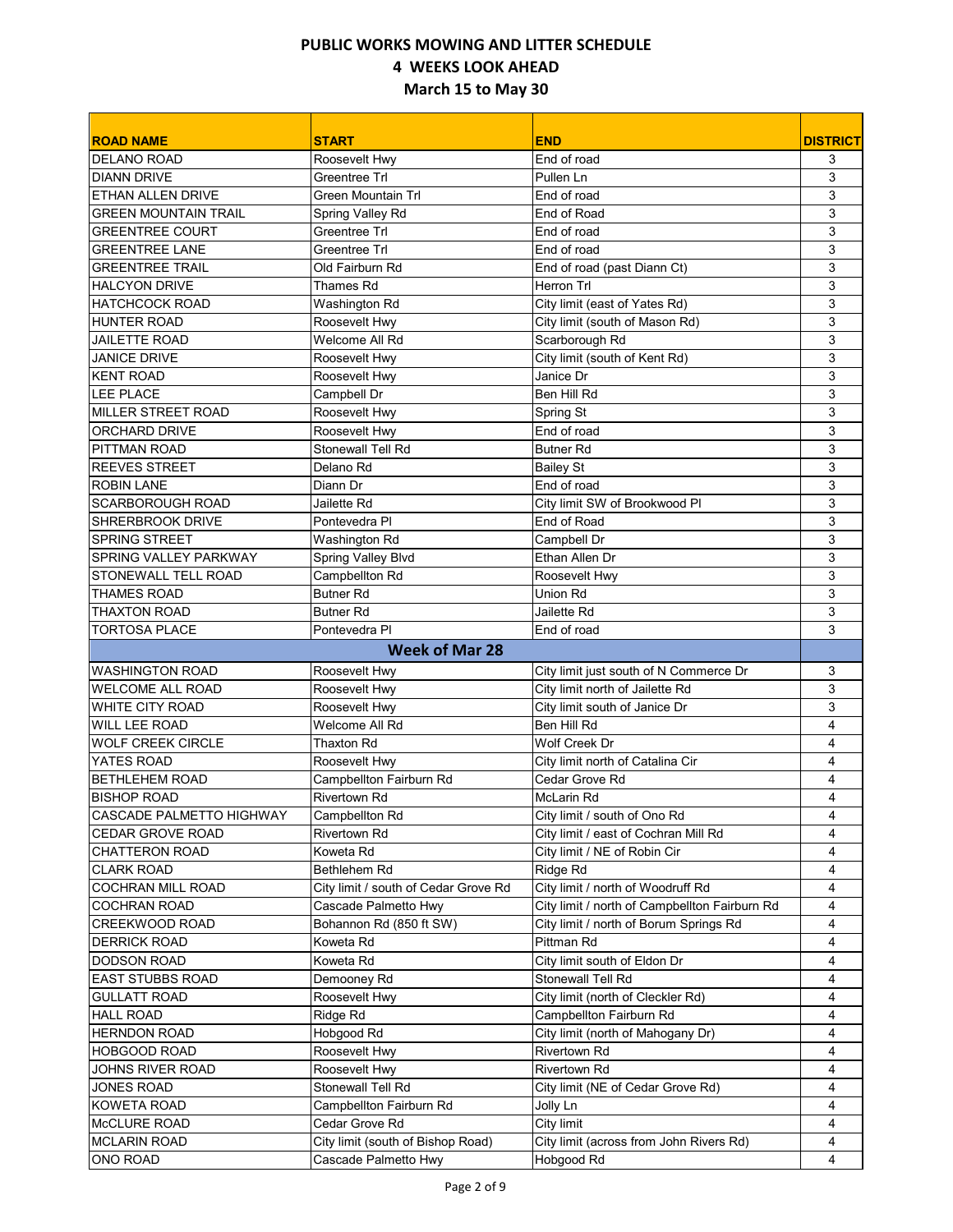**PUBLIC WORKS MOWING AND LITTER SCHEDULE**
**4 WEEKS LOOK AHEAD**
**March 15 to May 30**

| ROAD NAME | START | END | DISTRICT |
|---|---|---|---|
| DELANO ROAD | Roosevelt Hwy | End of road | 3 |
| DIANN DRIVE | Greentree Trl | Pullen Ln | 3 |
| ETHAN ALLEN DRIVE | Green Mountain Trl | End of road | 3 |
| GREEN MOUNTAIN TRAIL | Spring Valley Rd | End of Road | 3 |
| GREENTREE COURT | Greentree Trl | End of road | 3 |
| GREENTREE LANE | Greentree Trl | End of road | 3 |
| GREENTREE TRAIL | Old Fairburn Rd | End of road (past Diann Ct) | 3 |
| HALCYON DRIVE | Thames Rd | Herron Trl | 3 |
| HATCHCOCK ROAD | Washington Rd | City limit (east of Yates Rd) | 3 |
| HUNTER ROAD | Roosevelt Hwy | City limit (south of Mason Rd) | 3 |
| JAILETTE ROAD | Welcome All Rd | Scarborough Rd | 3 |
| JANICE DRIVE | Roosevelt Hwy | City limit (south of Kent Rd) | 3 |
| KENT ROAD | Roosevelt Hwy | Janice Dr | 3 |
| LEE PLACE | Campbell Dr | Ben Hill Rd | 3 |
| MILLER STREET ROAD | Roosevelt Hwy | Spring St | 3 |
| ORCHARD DRIVE | Roosevelt Hwy | End of road | 3 |
| PITTMAN ROAD | Stonewall Tell Rd | Butner Rd | 3 |
| REEVES STREET | Delano Rd | Bailey St | 3 |
| ROBIN LANE | Diann Dr | End of road | 3 |
| SCARBOROUGH ROAD | Jailette Rd | City limit SW of Brookwood Pl | 3 |
| SHRERBROOK DRIVE | Pontevedra Pl | End of Road | 3 |
| SPRING STREET | Washington Rd | Campbell Dr | 3 |
| SPRING VALLEY PARKWAY | Spring Valley Blvd | Ethan Allen Dr | 3 |
| STONEWALL TELL ROAD | Campbellton Rd | Roosevelt Hwy | 3 |
| THAMES ROAD | Butner Rd | Union Rd | 3 |
| THAXTON ROAD | Butner Rd | Jailette Rd | 3 |
| TORTOSA PLACE | Pontevedra Pl | End of road | 3 |
| **Week of Mar 28** | | | |
| WASHINGTON ROAD | Roosevelt Hwy | City limit just south of N Commerce Dr | 3 |
| WELCOME ALL ROAD | Roosevelt Hwy | City limit north of Jailette Rd | 3 |
| WHITE CITY ROAD | Roosevelt Hwy | City limit south of Janice Dr | 3 |
| WILL LEE ROAD | Welcome All Rd | Ben Hill Rd | 4 |
| WOLF CREEK CIRCLE | Thaxton Rd | Wolf Creek Dr | 4 |
| YATES ROAD | Roosevelt Hwy | City limit north of Catalina Cir | 4 |
| BETHLEHEM ROAD | Campbellton Fairburn Rd | Cedar Grove Rd | 4 |
| BISHOP ROAD | Rivertown Rd | McLarin Rd | 4 |
| CASCADE PALMETTO HIGHWAY | Campbellton Rd | City limit / south of Ono Rd | 4 |
| CEDAR GROVE ROAD | Rivertown Rd | City limit / east of Cochran Mill Rd | 4 |
| CHATTERON ROAD | Koweta Rd | City limit / NE of Robin Cir | 4 |
| CLARK ROAD | Bethlehem Rd | Ridge Rd | 4 |
| COCHRAN MILL ROAD | City limit / south of Cedar Grove Rd | City limit / north of Woodruff Rd | 4 |
| COCHRAN ROAD | Cascade Palmetto Hwy | City limit / north of Campbellton Fairburn Rd | 4 |
| CREEKWOOD ROAD | Bohannon Rd (850 ft SW) | City limit / north of Borum Springs Rd | 4 |
| DERRICK ROAD | Koweta Rd | Pittman Rd | 4 |
| DODSON ROAD | Koweta Rd | City limit south of Eldon Dr | 4 |
| EAST STUBBS ROAD | Demooney Rd | Stonewall Tell Rd | 4 |
| GULLATT ROAD | Roosevelt Hwy | City limit (north of Cleckler Rd) | 4 |
| HALL ROAD | Ridge Rd | Campbellton Fairburn Rd | 4 |
| HERNDON ROAD | Hobgood Rd | City limit (north of Mahogany Dr) | 4 |
| HOBGOOD ROAD | Roosevelt Hwy | Rivertown Rd | 4 |
| JOHNS RIVER ROAD | Roosevelt Hwy | Rivertown Rd | 4 |
| JONES ROAD | Stonewall Tell Rd | City limit (NE of Cedar Grove Rd) | 4 |
| KOWETA ROAD | Campbellton Fairburn Rd | Jolly Ln | 4 |
| McCLURE ROAD | Cedar Grove Rd | City limit | 4 |
| MCLARIN ROAD | City limit (south of Bishop Road) | City limit (across from John Rivers Rd) | 4 |
| ONO ROAD | Cascade Palmetto Hwy | Hobgood Rd | 4 |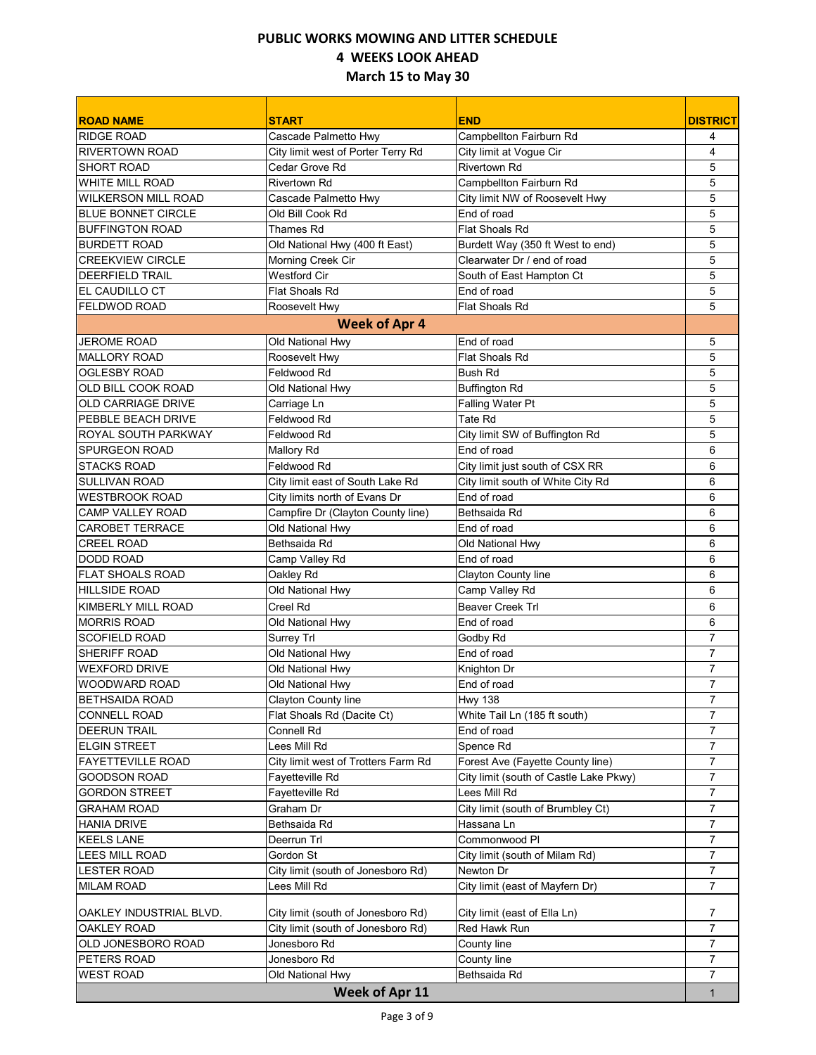# PUBLIC WORKS MOWING AND LITTER SCHEDULE

## 4 WEEKS LOOK AHEAD

## March 15 to May 30

| ROAD NAME | START | END | DISTRICT |
|---|---|---|---|
| RIDGE ROAD | Cascade Palmetto Hwy | Campbellton Fairburn Rd | 4 |
| RIVERTOWN ROAD | City limit west of Porter Terry Rd | City limit at Vogue Cir | 4 |
| SHORT ROAD | Cedar Grove Rd | Rivertown Rd | 5 |
| WHITE MILL ROAD | Rivertown Rd | Campbellton Fairburn Rd | 5 |
| WILKERSON MILL ROAD | Cascade Palmetto Hwy | City limit NW of Roosevelt Hwy | 5 |
| BLUE BONNET CIRCLE | Old Bill Cook Rd | End of road | 5 |
| BUFFINGTON ROAD | Thames Rd | Flat Shoals Rd | 5 |
| BURDETT ROAD | Old National Hwy (400 ft East) | Burdett Way (350 ft West to end) | 5 |
| CREEKVIEW CIRCLE | Morning Creek Cir | Clearwater Dr / end of road | 5 |
| DEERFIELD TRAIL | Westford Cir | South of East Hampton Ct | 5 |
| EL CAUDILLO CT | Flat Shoals Rd | End of road | 5 |
| FELDWOD ROAD | Roosevelt Hwy | Flat Shoals Rd | 5 |
| **Week of Apr 4** | | | |
| JEROME ROAD | Old National Hwy | End of road | 5 |
| MALLORY ROAD | Roosevelt Hwy | Flat Shoals Rd | 5 |
| OGLESBY ROAD | Feldwood Rd | Bush Rd | 5 |
| OLD BILL COOK ROAD | Old National Hwy | Buffington Rd | 5 |
| OLD CARRIAGE DRIVE | Carriage Ln | Falling Water Pt | 5 |
| PEBBLE BEACH DRIVE | Feldwood Rd | Tate Rd | 5 |
| ROYAL SOUTH PARKWAY | Feldwood Rd | City limit SW of Buffington Rd | 5 |
| SPURGEON ROAD | Mallory Rd | End of road | 6 |
| STACKS ROAD | Feldwood Rd | City limit just south of CSX RR | 6 |
| SULLIVAN ROAD | City limit east of South Lake Rd | City limit south of White City Rd | 6 |
| WESTBROOK ROAD | City limits north of Evans Dr | End of road | 6 |
| CAMP VALLEY ROAD | Campfire Dr (Clayton County line) | Bethsaida Rd | 6 |
| CAROBET TERRACE | Old National Hwy | End of road | 6 |
| CREEL ROAD | Bethsaida Rd | Old National Hwy | 6 |
| DODD ROAD | Camp Valley Rd | End of road | 6 |
| FLAT SHOALS ROAD | Oakley Rd | Clayton County line | 6 |
| HILLSIDE ROAD | Old National Hwy | Camp Valley Rd | 6 |
| KIMBERLY MILL ROAD | Creel Rd | Beaver Creek Trl | 6 |
| MORRIS ROAD | Old National Hwy | End of road | 6 |
| SCOFIELD ROAD | Surrey Trl | Godby Rd | 7 |
| SHERIFF ROAD | Old National Hwy | End of road | 7 |
| WEXFORD DRIVE | Old National Hwy | Knighton Dr | 7 |
| WOODWARD ROAD | Old National Hwy | End of road | 7 |
| BETHSAIDA ROAD | Clayton County line | Hwy 138 | 7 |
| CONNELL ROAD | Flat Shoals Rd (Dacite Ct) | White Tail Ln (185 ft south) | 7 |
| DEERUN TRAIL | Connell Rd | End of road | 7 |
| ELGIN STREET | Lees Mill Rd | Spence Rd | 7 |
| FAYETTEVILLE ROAD | City limit west of Trotters Farm Rd | Forest Ave (Fayette County line) | 7 |
| GOODSON ROAD | Fayetteville Rd | City limit (south of Castle Lake Pkwy) | 7 |
| GORDON STREET | Fayetteville Rd | Lees Mill Rd | 7 |
| GRAHAM ROAD | Graham Dr | City limit (south of Brumbley Ct) | 7 |
| HANIA DRIVE | Bethsaida Rd | Hassana Ln | 7 |
| KEELS LANE | Deerrun Trl | Commonwood Pl | 7 |
| LEES MILL ROAD | Gordon St | City limit (south of Milam Rd) | 7 |
| LESTER ROAD | City limit (south of Jonesboro Rd) | Newton Dr | 7 |
| MILAM ROAD | Lees Mill Rd | City limit (east of Mayfern Dr) | 7 |
| OAKLEY INDUSTRIAL BLVD. | City limit (south of Jonesboro Rd) | City limit (east of Ella Ln) | 7 |
| OAKLEY ROAD | City limit (south of Jonesboro Rd) | Red Hawk Run | 7 |
| OLD JONESBORO ROAD | Jonesboro Rd | County line | 7 |
| PETERS ROAD | Jonesboro Rd | County line | 7 |
| WEST ROAD | Old National Hwy | Bethsaida Rd | 7 |
| **Week of Apr 11** | | | 1 |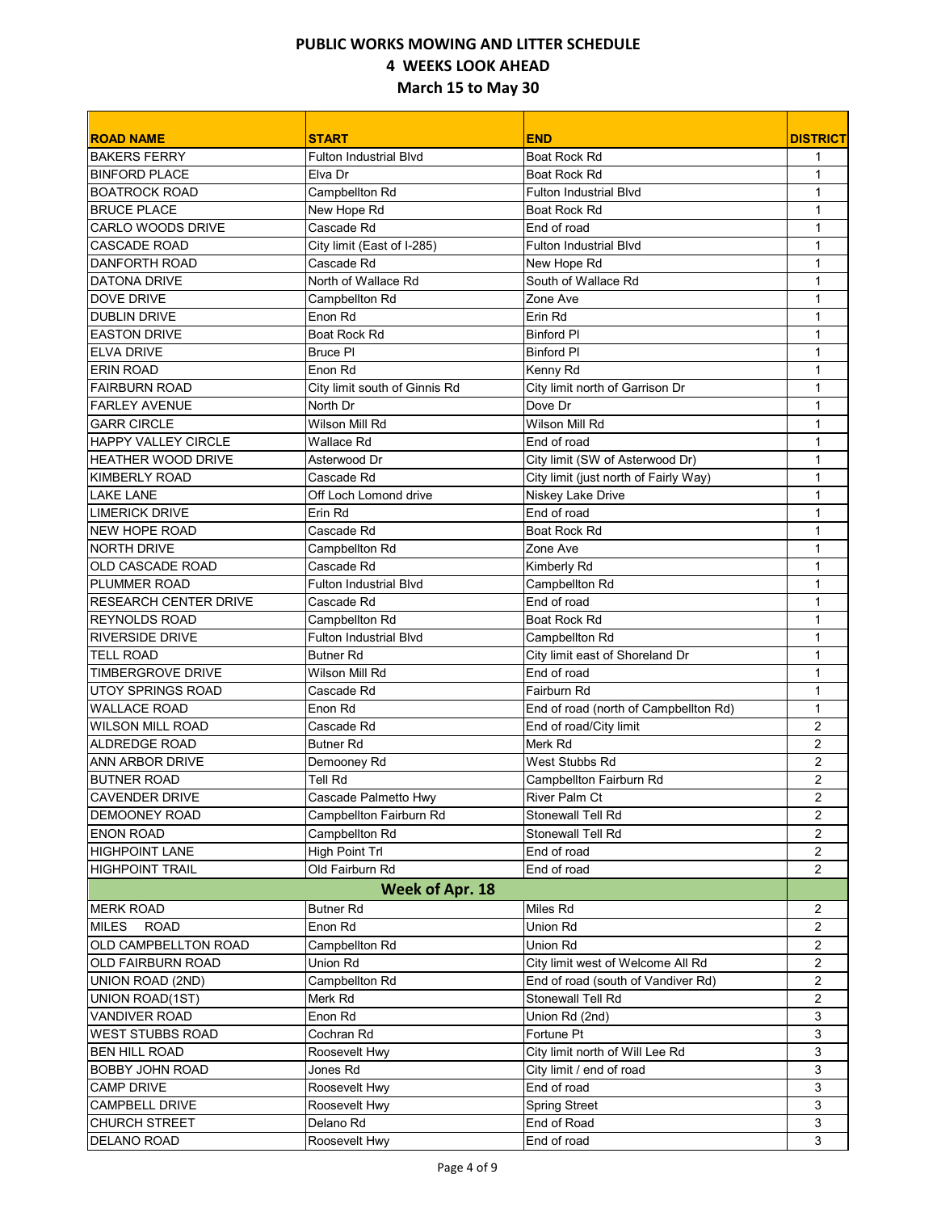**PUBLIC WORKS MOWING AND LITTER SCHEDULE**
**4 WEEKS LOOK AHEAD**
**March 15 to May 30**

| ROAD NAME | START | END | DISTRICT |
|---|---|---|---|
| BAKERS FERRY | Fulton Industrial Blvd | Boat Rock Rd | 1 |
| BINFORD PLACE | Elva Dr | Boat Rock Rd | 1 |
| BOATROCK ROAD | Campbellton Rd | Fulton Industrial Blvd | 1 |
| BRUCE PLACE | New Hope Rd | Boat Rock Rd | 1 |
| CARLO WOODS DRIVE | Cascade Rd | End of road | 1 |
| CASCADE ROAD | City limit (East of I-285) | Fulton Industrial Blvd | 1 |
| DANFORTH ROAD | Cascade Rd | New Hope Rd | 1 |
| DATONA DRIVE | North of Wallace Rd | South of Wallace Rd | 1 |
| DOVE DRIVE | Campbellton Rd | Zone Ave | 1 |
| DUBLIN DRIVE | Enon Rd | Erin Rd | 1 |
| EASTON DRIVE | Boat Rock Rd | Binford Pl | 1 |
| ELVA DRIVE | Bruce Pl | Binford Pl | 1 |
| ERIN ROAD | Enon Rd | Kenny Rd | 1 |
| FAIRBURN ROAD | City limit south of Ginnis Rd | City limit north of Garrison Dr | 1 |
| FARLEY AVENUE | North Dr | Dove Dr | 1 |
| GARR CIRCLE | Wilson Mill Rd | Wilson Mill Rd | 1 |
| HAPPY VALLEY CIRCLE | Wallace Rd | End of road | 1 |
| HEATHER WOOD DRIVE | Asterwood Dr | City limit (SW of Asterwood Dr) | 1 |
| KIMBERLY ROAD | Cascade Rd | City limit (just north of Fairly Way) | 1 |
| LAKE LANE | Off Loch Lomond drive | Niskey Lake Drive | 1 |
| LIMERICK DRIVE | Erin Rd | End of road | 1 |
| NEW HOPE ROAD | Cascade Rd | Boat Rock Rd | 1 |
| NORTH DRIVE | Campbellton Rd | Zone Ave | 1 |
| OLD CASCADE ROAD | Cascade Rd | Kimberly Rd | 1 |
| PLUMMER ROAD | Fulton Industrial Blvd | Campbellton Rd | 1 |
| RESEARCH CENTER DRIVE | Cascade Rd | End of road | 1 |
| REYNOLDS ROAD | Campbellton Rd | Boat Rock Rd | 1 |
| RIVERSIDE DRIVE | Fulton Industrial Blvd | Campbellton Rd | 1 |
| TELL ROAD | Butner Rd | City limit east of Shoreland Dr | 1 |
| TIMBERGROVE DRIVE | Wilson Mill Rd | End of road | 1 |
| UTOY SPRINGS ROAD | Cascade Rd | Fairburn Rd | 1 |
| WALLACE ROAD | Enon Rd | End of road (north of Campbellton Rd) | 1 |
| WILSON MILL ROAD | Cascade Rd | End of road/City limit | 2 |
| ALDREDGE ROAD | Butner Rd | Merk Rd | 2 |
| ANN ARBOR DRIVE | Demooney Rd | West Stubbs Rd | 2 |
| BUTNER ROAD | Tell Rd | Campbellton Fairburn Rd | 2 |
| CAVENDER DRIVE | Cascade Palmetto Hwy | River Palm Ct | 2 |
| DEMOONEY ROAD | Campbellton Fairburn Rd | Stonewall Tell Rd | 2 |
| ENON ROAD | Campbellton Rd | Stonewall Tell Rd | 2 |
| HIGHPOINT LANE | High Point Trl | End of road | 2 |
| HIGHPOINT TRAIL | Old Fairburn Rd | End of road | 2 |
| **Week of Apr. 18** | | | |
| MERK ROAD | Butner Rd | Miles Rd | 2 |
| MILES ROAD | Enon Rd | Union Rd | 2 |
| OLD CAMPBELLTON ROAD | Campbellton Rd | Union Rd | 2 |
| OLD FAIRBURN ROAD | Union Rd | City limit west of Welcome All Rd | 2 |
| UNION ROAD (2ND) | Campbellton Rd | End of road (south of Vandiver Rd) | 2 |
| UNION ROAD(1ST) | Merk Rd | Stonewall Tell Rd | 2 |
| VANDIVER ROAD | Enon Rd | Union Rd (2nd) | 3 |
| WEST STUBBS ROAD | Cochran Rd | Fortune Pt | 3 |
| BEN HILL ROAD | Roosevelt Hwy | City limit north of Will Lee Rd | 3 |
| BOBBY JOHN ROAD | Jones Rd | City limit / end of road | 3 |
| CAMP DRIVE | Roosevelt Hwy | End of road | 3 |
| CAMPBELL DRIVE | Roosevelt Hwy | Spring Street | 3 |
| CHURCH STREET | Delano Rd | End of Road | 3 |
| DELANO ROAD | Roosevelt Hwy | End of road | 3 |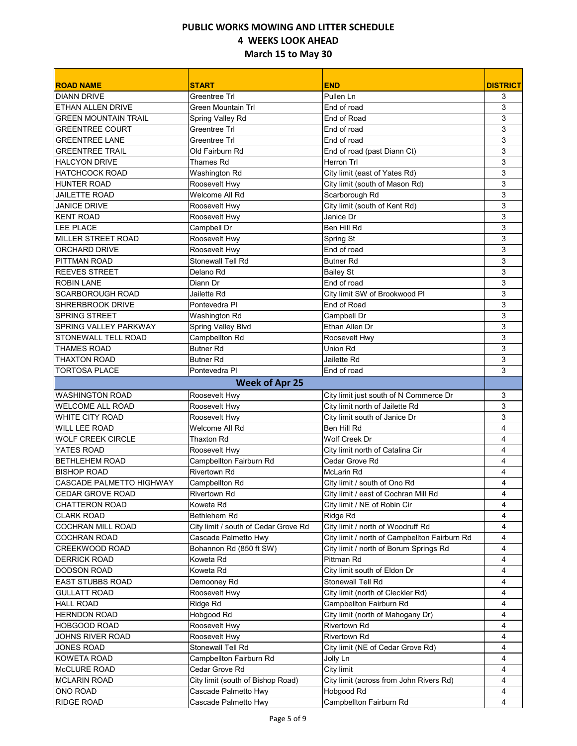# PUBLIC WORKS MOWING AND LITTER SCHEDULE
## 4 WEEKS LOOK AHEAD
## March 15 to May 30

| ROAD NAME | START | END | DISTRICT |
|---|---|---|---|
| DIANN DRIVE | Greentree Trl | Pullen Ln | 3 |
| ETHAN ALLEN DRIVE | Green Mountain Trl | End of road | 3 |
| GREEN MOUNTAIN TRAIL | Spring Valley Rd | End of Road | 3 |
| GREENTREE COURT | Greentree Trl | End of road | 3 |
| GREENTREE LANE | Greentree Trl | End of road | 3 |
| GREENTREE TRAIL | Old Fairburn Rd | End of road (past Diann Ct) | 3 |
| HALCYON DRIVE | Thames Rd | Herron Trl | 3 |
| HATCHCOCK ROAD | Washington Rd | City limit (east of Yates Rd) | 3 |
| HUNTER ROAD | Roosevelt Hwy | City limit (south of Mason Rd) | 3 |
| JAILETTE ROAD | Welcome All Rd | Scarborough Rd | 3 |
| JANICE DRIVE | Roosevelt Hwy | City limit (south of Kent Rd) | 3 |
| KENT ROAD | Roosevelt Hwy | Janice Dr | 3 |
| LEE PLACE | Campbell Dr | Ben Hill Rd | 3 |
| MILLER STREET ROAD | Roosevelt Hwy | Spring St | 3 |
| ORCHARD DRIVE | Roosevelt Hwy | End of road | 3 |
| PITTMAN ROAD | Stonewall Tell Rd | Butner Rd | 3 |
| REEVES STREET | Delano Rd | Bailey St | 3 |
| ROBIN LANE | Diann Dr | End of road | 3 |
| SCARBOROUGH ROAD | Jailette Rd | City limit SW of Brookwood Pl | 3 |
| SHRERBROOK DRIVE | Pontevedra Pl | End of Road | 3 |
| SPRING STREET | Washington Rd | Campbell Dr | 3 |
| SPRING VALLEY PARKWAY | Spring Valley Blvd | Ethan Allen Dr | 3 |
| STONEWALL TELL ROAD | Campbellton Rd | Roosevelt Hwy | 3 |
| THAMES ROAD | Butner Rd | Union Rd | 3 |
| THAXTON ROAD | Butner Rd | Jailette Rd | 3 |
| TORTOSA PLACE | Pontevedra Pl | End of road | 3 |
| **Week of Apr 25** | | | |
| WASHINGTON ROAD | Roosevelt Hwy | City limit just south of N Commerce Dr | 3 |
| WELCOME ALL ROAD | Roosevelt Hwy | City limit north of Jailette Rd | 3 |
| WHITE CITY ROAD | Roosevelt Hwy | City limit south of Janice Dr | 3 |
| WILL LEE ROAD | Welcome All Rd | Ben Hill Rd | 4 |
| WOLF CREEK CIRCLE | Thaxton Rd | Wolf Creek Dr | 4 |
| YATES ROAD | Roosevelt Hwy | City limit north of Catalina Cir | 4 |
| BETHLEHEM ROAD | Campbellton Fairburn Rd | Cedar Grove Rd | 4 |
| BISHOP ROAD | Rivertown Rd | McLarin Rd | 4 |
| CASCADE PALMETTO HIGHWAY | Campbellton Rd | City limit / south of Ono Rd | 4 |
| CEDAR GROVE ROAD | Rivertown Rd | City limit / east of Cochran Mill Rd | 4 |
| CHATTERON ROAD | Koweta Rd | City limit / NE of Robin Cir | 4 |
| CLARK ROAD | Bethlehem Rd | Ridge Rd | 4 |
| COCHRAN MILL ROAD | City limit / south of Cedar Grove Rd | City limit / north of Woodruff Rd | 4 |
| COCHRAN ROAD | Cascade Palmetto Hwy | City limit / north of Campbellton Fairburn Rd | 4 |
| CREEKWOOD ROAD | Bohannon Rd (850 ft SW) | City limit / north of Borum Springs Rd | 4 |
| DERRICK ROAD | Koweta Rd | Pittman Rd | 4 |
| DODSON ROAD | Koweta Rd | City limit south of Eldon Dr | 4 |
| EAST STUBBS ROAD | Demooney Rd | Stonewall Tell Rd | 4 |
| GULLATT ROAD | Roosevelt Hwy | City limit (north of Cleckler Rd) | 4 |
| HALL ROAD | Ridge Rd | Campbellton Fairburn Rd | 4 |
| HERNDON ROAD | Hobgood Rd | City limit (north of Mahogany Dr) | 4 |
| HOBGOOD ROAD | Roosevelt Hwy | Rivertown Rd | 4 |
| JOHNS RIVER ROAD | Roosevelt Hwy | Rivertown Rd | 4 |
| JONES ROAD | Stonewall Tell Rd | City limit (NE of Cedar Grove Rd) | 4 |
| KOWETA ROAD | Campbellton Fairburn Rd | Jolly Ln | 4 |
| McCLURE ROAD | Cedar Grove Rd | City limit | 4 |
| MCLARIN ROAD | City limit (south of Bishop Road) | City limit (across from John Rivers Rd) | 4 |
| ONO ROAD | Cascade Palmetto Hwy | Hobgood Rd | 4 |
| RIDGE ROAD | Cascade Palmetto Hwy | Campbellton Fairburn Rd | 4 |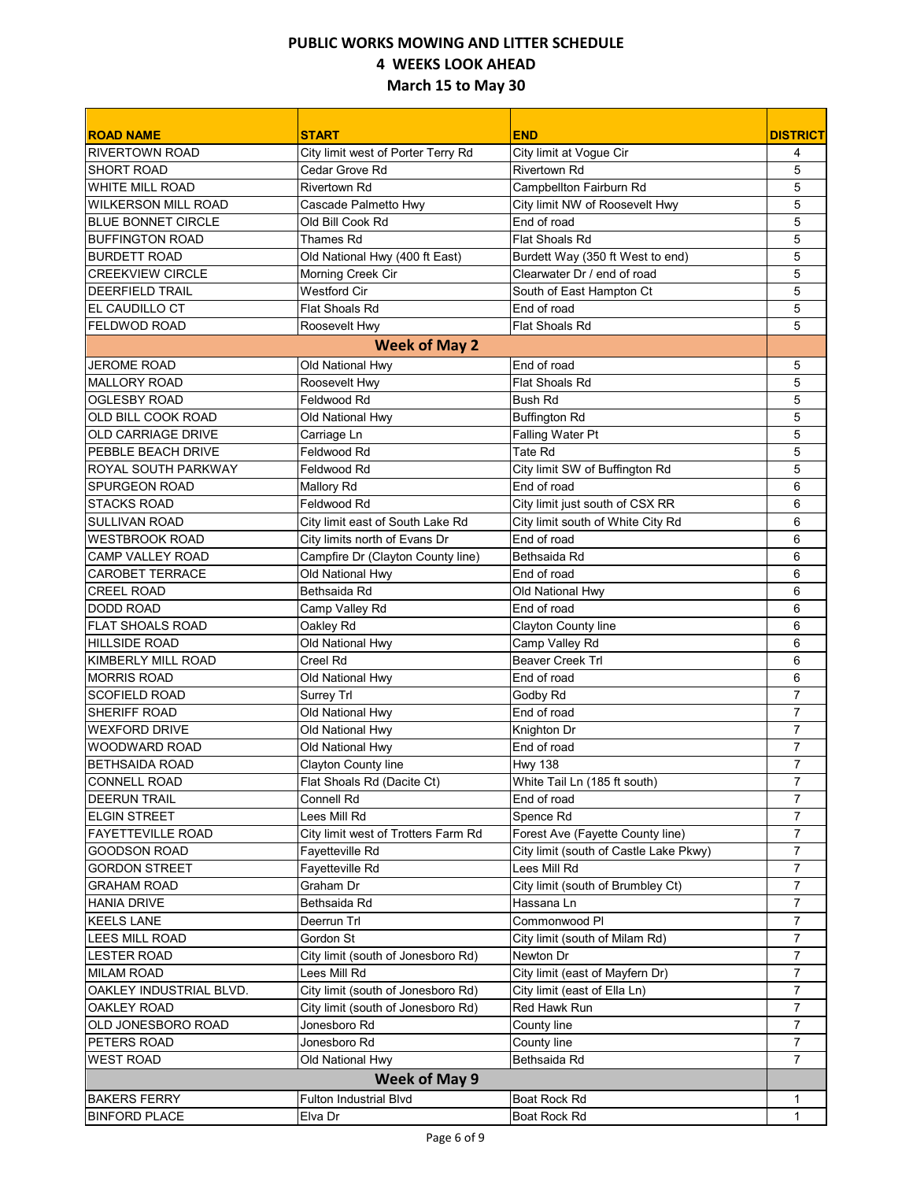# PUBLIC WORKS MOWING AND LITTER SCHEDULE
## 4 WEEKS LOOK AHEAD
## March 15 to May 30

| ROAD NAME | START | END | DISTRICT |
|---|---|---|---|
| RIVERTOWN ROAD | City limit west of Porter Terry Rd | City limit at Vogue Cir | 4 |
| SHORT ROAD | Cedar Grove Rd | Rivertown Rd | 5 |
| WHITE MILL ROAD | Rivertown Rd | Campbellton Fairburn Rd | 5 |
| WILKERSON MILL ROAD | Cascade Palmetto Hwy | City limit NW of Roosevelt Hwy | 5 |
| BLUE BONNET CIRCLE | Old Bill Cook Rd | End of road | 5 |
| BUFFINGTON ROAD | Thames Rd | Flat Shoals Rd | 5 |
| BURDETT ROAD | Old National Hwy (400 ft East) | Burdett Way (350 ft West to end) | 5 |
| CREEKVIEW CIRCLE | Morning Creek Cir | Clearwater Dr / end of road | 5 |
| DEERFIELD TRAIL | Westford Cir | South of East Hampton Ct | 5 |
| EL CAUDILLO CT | Flat Shoals Rd | End of road | 5 |
| FELDWOD ROAD | Roosevelt Hwy | Flat Shoals Rd | 5 |
| **Week of May 2** | | | |
| JEROME ROAD | Old National Hwy | End of road | 5 |
| MALLORY ROAD | Roosevelt Hwy | Flat Shoals Rd | 5 |
| OGLESBY ROAD | Feldwood Rd | Bush Rd | 5 |
| OLD BILL COOK ROAD | Old National Hwy | Buffington Rd | 5 |
| OLD CARRIAGE DRIVE | Carriage Ln | Falling Water Pt | 5 |
| PEBBLE BEACH DRIVE | Feldwood Rd | Tate Rd | 5 |
| ROYAL SOUTH PARKWAY | Feldwood Rd | City limit SW of Buffington Rd | 5 |
| SPURGEON ROAD | Mallory Rd | End of road | 6 |
| STACKS ROAD | Feldwood Rd | City limit just south of CSX RR | 6 |
| SULLIVAN ROAD | City limit east of South Lake Rd | City limit south of White City Rd | 6 |
| WESTBROOK ROAD | City limits north of Evans Dr | End of road | 6 |
| CAMP VALLEY ROAD | Campfire Dr (Clayton County line) | Bethsaida Rd | 6 |
| CAROBET TERRACE | Old National Hwy | End of road | 6 |
| CREEL ROAD | Bethsaida Rd | Old National Hwy | 6 |
| DODD ROAD | Camp Valley Rd | End of road | 6 |
| FLAT SHOALS ROAD | Oakley Rd | Clayton County line | 6 |
| HILLSIDE ROAD | Old National Hwy | Camp Valley Rd | 6 |
| KIMBERLY MILL ROAD | Creel Rd | Beaver Creek Trl | 6 |
| MORRIS ROAD | Old National Hwy | End of road | 6 |
| SCOFIELD ROAD | Surrey Trl | Godby Rd | 7 |
| SHERIFF ROAD | Old National Hwy | End of road | 7 |
| WEXFORD DRIVE | Old National Hwy | Knighton Dr | 7 |
| WOODWARD ROAD | Old National Hwy | End of road | 7 |
| BETHSAIDA ROAD | Clayton County line | Hwy 138 | 7 |
| CONNELL ROAD | Flat Shoals Rd (Dacite Ct) | White Tail Ln (185 ft south) | 7 |
| DEERUN TRAIL | Connell Rd | End of road | 7 |
| ELGIN STREET | Lees Mill Rd | Spence Rd | 7 |
| FAYETTEVILLE ROAD | City limit west of Trotters Farm Rd | Forest Ave (Fayette County line) | 7 |
| GOODSON ROAD | Fayetteville Rd | City limit (south of Castle Lake Pkwy) | 7 |
| GORDON STREET | Fayetteville Rd | Lees Mill Rd | 7 |
| GRAHAM ROAD | Graham Dr | City limit (south of Brumbley Ct) | 7 |
| HANIA DRIVE | Bethsaida Rd | Hassana Ln | 7 |
| KEELS LANE | Deerrun Trl | Commonwood Pl | 7 |
| LEES MILL ROAD | Gordon St | City limit (south of Milam Rd) | 7 |
| LESTER ROAD | City limit (south of Jonesboro Rd) | Newton Dr | 7 |
| MILAM ROAD | Lees Mill Rd | City limit (east of Mayfern Dr) | 7 |
| OAKLEY INDUSTRIAL BLVD. | City limit (south of Jonesboro Rd) | City limit (east of Ella Ln) | 7 |
| OAKLEY ROAD | City limit (south of Jonesboro Rd) | Red Hawk Run | 7 |
| OLD JONESBORO ROAD | Jonesboro Rd | County line | 7 |
| PETERS ROAD | Jonesboro Rd | County line | 7 |
| WEST ROAD | Old National Hwy | Bethsaida Rd | 7 |
| **Week of May 9** | | | |
| BAKERS FERRY | Fulton Industrial Blvd | Boat Rock Rd | 1 |
| BINFORD PLACE | Elva Dr | Boat Rock Rd | 1 |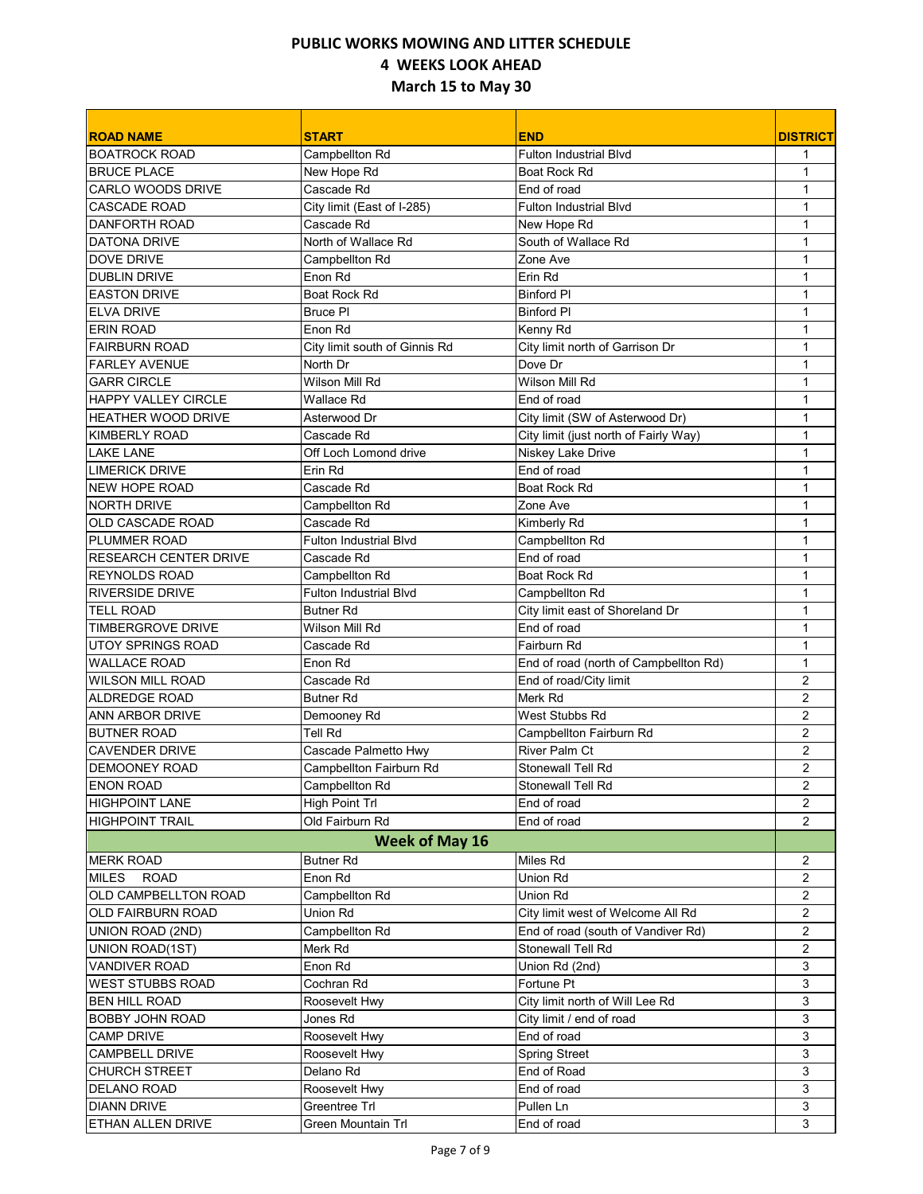# PUBLIC WORKS MOWING AND LITTER SCHEDULE
## 4 WEEKS LOOK AHEAD
## March 15 to May 30

| ROAD NAME | START | END | DISTRICT |
|---|---|---|---|
| BOATROCK ROAD | Campbellton Rd | Fulton Industrial Blvd | 1 |
| BRUCE PLACE | New Hope Rd | Boat Rock Rd | 1 |
| CARLO WOODS DRIVE | Cascade Rd | End of road | 1 |
| CASCADE ROAD | City limit (East of I-285) | Fulton Industrial Blvd | 1 |
| DANFORTH ROAD | Cascade Rd | New Hope Rd | 1 |
| DATONA DRIVE | North of Wallace Rd | South of Wallace Rd | 1 |
| DOVE DRIVE | Campbellton Rd | Zone Ave | 1 |
| DUBLIN DRIVE | Enon Rd | Erin Rd | 1 |
| EASTON DRIVE | Boat Rock Rd | Binford Pl | 1 |
| ELVA DRIVE | Bruce Pl | Binford Pl | 1 |
| ERIN ROAD | Enon Rd | Kenny Rd | 1 |
| FAIRBURN ROAD | City limit south of Ginnis Rd | City limit north of Garrison Dr | 1 |
| FARLEY AVENUE | North Dr | Dove Dr | 1 |
| GARR CIRCLE | Wilson Mill Rd | Wilson Mill Rd | 1 |
| HAPPY VALLEY CIRCLE | Wallace Rd | End of road | 1 |
| HEATHER WOOD DRIVE | Asterwood Dr | City limit (SW of Asterwood Dr) | 1 |
| KIMBERLY ROAD | Cascade Rd | City limit (just north of Fairly Way) | 1 |
| LAKE LANE | Off Loch Lomond drive | Niskey Lake Drive | 1 |
| LIMERICK DRIVE | Erin Rd | End of road | 1 |
| NEW HOPE ROAD | Cascade Rd | Boat Rock Rd | 1 |
| NORTH DRIVE | Campbellton Rd | Zone Ave | 1 |
| OLD CASCADE ROAD | Cascade Rd | Kimberly Rd | 1 |
| PLUMMER ROAD | Fulton Industrial Blvd | Campbellton Rd | 1 |
| RESEARCH CENTER DRIVE | Cascade Rd | End of road | 1 |
| REYNOLDS ROAD | Campbellton Rd | Boat Rock Rd | 1 |
| RIVERSIDE DRIVE | Fulton Industrial Blvd | Campbellton Rd | 1 |
| TELL ROAD | Butner Rd | City limit east of Shoreland Dr | 1 |
| TIMBERGROVE DRIVE | Wilson Mill Rd | End of road | 1 |
| UTOY SPRINGS ROAD | Cascade Rd | Fairburn Rd | 1 |
| WALLACE ROAD | Enon Rd | End of road (north of Campbellton Rd) | 1 |
| WILSON MILL ROAD | Cascade Rd | End of road/City limit | 2 |
| ALDREDGE ROAD | Butner Rd | Merk Rd | 2 |
| ANN ARBOR DRIVE | Demooney Rd | West Stubbs Rd | 2 |
| BUTNER ROAD | Tell Rd | Campbellton Fairburn Rd | 2 |
| CAVENDER DRIVE | Cascade Palmetto Hwy | River Palm Ct | 2 |
| DEMOONEY ROAD | Campbellton Fairburn Rd | Stonewall Tell Rd | 2 |
| ENON ROAD | Campbellton Rd | Stonewall Tell Rd | 2 |
| HIGHPOINT LANE | High Point Trl | End of road | 2 |
| HIGHPOINT TRAIL | Old Fairburn Rd | End of road | 2 |
| **Week of May 16** | | | |
| MERK ROAD | Butner Rd | Miles Rd | 2 |
| MILES ROAD | Enon Rd | Union Rd | 2 |
| OLD CAMPBELLTON ROAD | Campbellton Rd | Union Rd | 2 |
| OLD FAIRBURN ROAD | Union Rd | City limit west of Welcome All Rd | 2 |
| UNION ROAD (2ND) | Campbellton Rd | End of road (south of Vandiver Rd) | 2 |
| UNION ROAD(1ST) | Merk Rd | Stonewall Tell Rd | 2 |
| VANDIVER ROAD | Enon Rd | Union Rd (2nd) | 3 |
| WEST STUBBS ROAD | Cochran Rd | Fortune Pt | 3 |
| BEN HILL ROAD | Roosevelt Hwy | City limit north of Will Lee Rd | 3 |
| BOBBY JOHN ROAD | Jones Rd | City limit / end of road | 3 |
| CAMP DRIVE | Roosevelt Hwy | End of road | 3 |
| CAMPBELL DRIVE | Roosevelt Hwy | Spring Street | 3 |
| CHURCH STREET | Delano Rd | End of Road | 3 |
| DELANO ROAD | Roosevelt Hwy | End of road | 3 |
| DIANN DRIVE | Greentree Trl | Pullen Ln | 3 |
| ETHAN ALLEN DRIVE | Green Mountain Trl | End of road | 3 |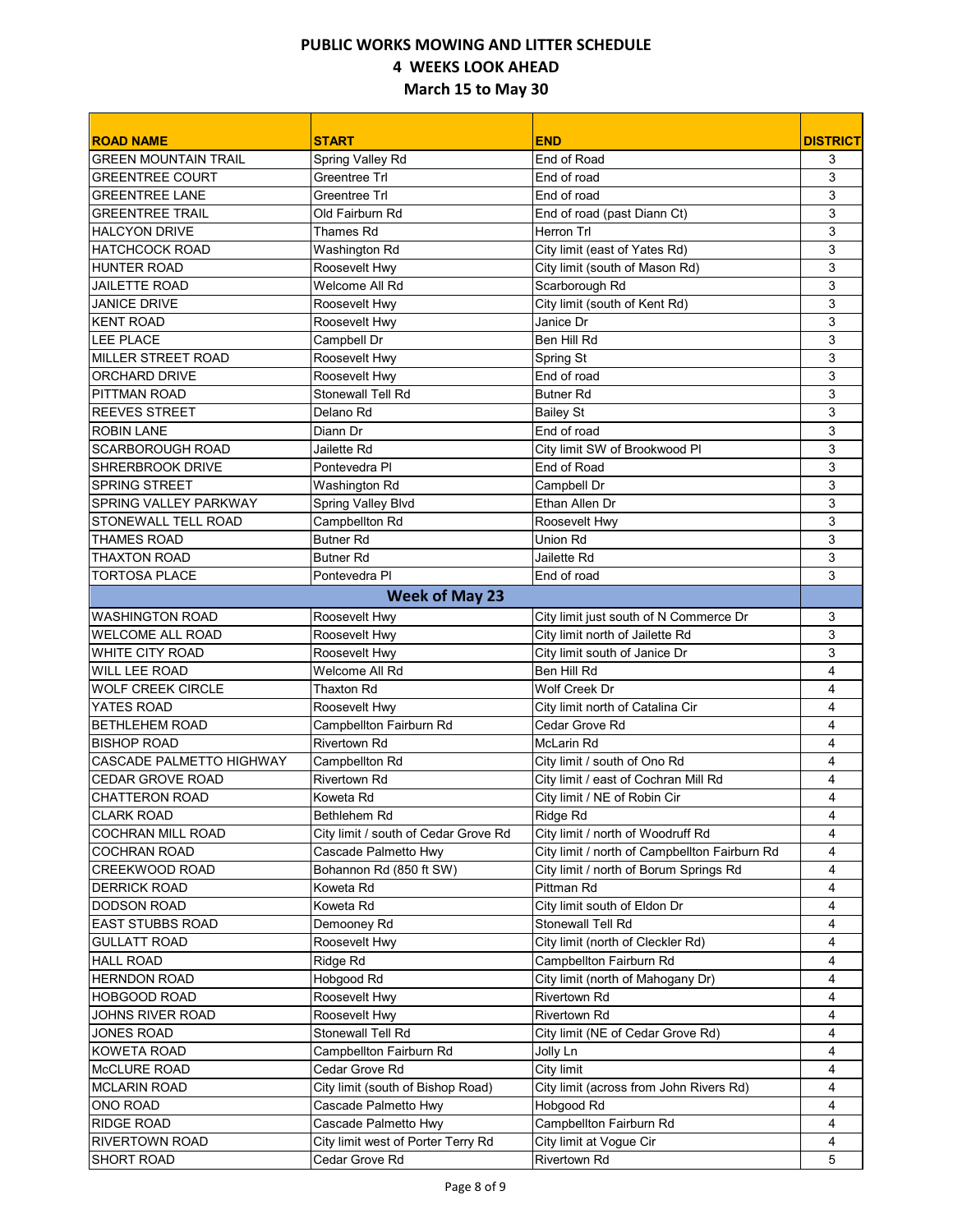# PUBLIC WORKS MOWING AND LITTER SCHEDULE
## 4 WEEKS LOOK AHEAD
## March 15 to May 30

| ROAD NAME | START | END | DISTRICT |
|---|---|---|---|
| GREEN MOUNTAIN TRAIL | Spring Valley Rd | End of Road | 3 |
| GREENTREE COURT | Greentree Trl | End of road | 3 |
| GREENTREE LANE | Greentree Trl | End of road | 3 |
| GREENTREE TRAIL | Old Fairburn Rd | End of road (past Diann Ct) | 3 |
| HALCYON DRIVE | Thames Rd | Herron Trl | 3 |
| HATCHCOCK ROAD | Washington Rd | City limit (east of Yates Rd) | 3 |
| HUNTER ROAD | Roosevelt Hwy | City limit (south of Mason Rd) | 3 |
| JAILETTE ROAD | Welcome All Rd | Scarborough Rd | 3 |
| JANICE DRIVE | Roosevelt Hwy | City limit (south of Kent Rd) | 3 |
| KENT ROAD | Roosevelt Hwy | Janice Dr | 3 |
| LEE PLACE | Campbell Dr | Ben Hill Rd | 3 |
| MILLER STREET ROAD | Roosevelt Hwy | Spring St | 3 |
| ORCHARD DRIVE | Roosevelt Hwy | End of road | 3 |
| PITTMAN ROAD | Stonewall Tell Rd | Butner Rd | 3 |
| REEVES STREET | Delano Rd | Bailey St | 3 |
| ROBIN LANE | Diann Dr | End of road | 3 |
| SCARBOROUGH ROAD | Jailette Rd | City limit SW of Brookwood Pl | 3 |
| SHRERBROOK DRIVE | Pontevedra Pl | End of Road | 3 |
| SPRING STREET | Washington Rd | Campbell Dr | 3 |
| SPRING VALLEY PARKWAY | Spring Valley Blvd | Ethan Allen Dr | 3 |
| STONEWALL TELL ROAD | Campbellton Rd | Roosevelt Hwy | 3 |
| THAMES ROAD | Butner Rd | Union Rd | 3 |
| THAXTON ROAD | Butner Rd | Jailette Rd | 3 |
| TORTOSA PLACE | Pontevedra Pl | End of road | 3 |
| | **Week of May 23** | | |
| WASHINGTON ROAD | Roosevelt Hwy | City limit just south of N Commerce Dr | 3 |
| WELCOME ALL ROAD | Roosevelt Hwy | City limit north of Jailette Rd | 3 |
| WHITE CITY ROAD | Roosevelt Hwy | City limit south of Janice Dr | 3 |
| WILL LEE ROAD | Welcome All Rd | Ben Hill Rd | 4 |
| WOLF CREEK CIRCLE | Thaxton Rd | Wolf Creek Dr | 4 |
| YATES ROAD | Roosevelt Hwy | City limit north of Catalina Cir | 4 |
| BETHLEHEM ROAD | Campbellton Fairburn Rd | Cedar Grove Rd | 4 |
| BISHOP ROAD | Rivertown Rd | McLarin Rd | 4 |
| CASCADE PALMETTO HIGHWAY | Campbellton Rd | City limit / south of Ono Rd | 4 |
| CEDAR GROVE ROAD | Rivertown Rd | City limit / east of Cochran Mill Rd | 4 |
| CHATTERON ROAD | Koweta Rd | City limit / NE of Robin Cir | 4 |
| CLARK ROAD | Bethlehem Rd | Ridge Rd | 4 |
| COCHRAN MILL ROAD | City limit / south of Cedar Grove Rd | City limit / north of Woodruff Rd | 4 |
| COCHRAN ROAD | Cascade Palmetto Hwy | City limit / north of Campbellton Fairburn Rd | 4 |
| CREEKWOOD ROAD | Bohannon Rd (850 ft SW) | City limit / north of Borum Springs Rd | 4 |
| DERRICK ROAD | Koweta Rd | Pittman Rd | 4 |
| DODSON ROAD | Koweta Rd | City limit south of Eldon Dr | 4 |
| EAST STUBBS ROAD | Demooney Rd | Stonewall Tell Rd | 4 |
| GULLATT ROAD | Roosevelt Hwy | City limit (north of Cleckler Rd) | 4 |
| HALL ROAD | Ridge Rd | Campbellton Fairburn Rd | 4 |
| HERNDON ROAD | Hobgood Rd | City limit (north of Mahogany Dr) | 4 |
| HOBGOOD ROAD | Roosevelt Hwy | Rivertown Rd | 4 |
| JOHNS RIVER ROAD | Roosevelt Hwy | Rivertown Rd | 4 |
| JONES ROAD | Stonewall Tell Rd | City limit (NE of Cedar Grove Rd) | 4 |
| KOWETA ROAD | Campbellton Fairburn Rd | Jolly Ln | 4 |
| McCLURE ROAD | Cedar Grove Rd | City limit | 4 |
| MCLARIN ROAD | City limit (south of Bishop Road) | City limit (across from John Rivers Rd) | 4 |
| ONO ROAD | Cascade Palmetto Hwy | Hobgood Rd | 4 |
| RIDGE ROAD | Cascade Palmetto Hwy | Campbellton Fairburn Rd | 4 |
| RIVERTOWN ROAD | City limit west of Porter Terry Rd | City limit at Vogue Cir | 4 |
| SHORT ROAD | Cedar Grove Rd | Rivertown Rd | 5 |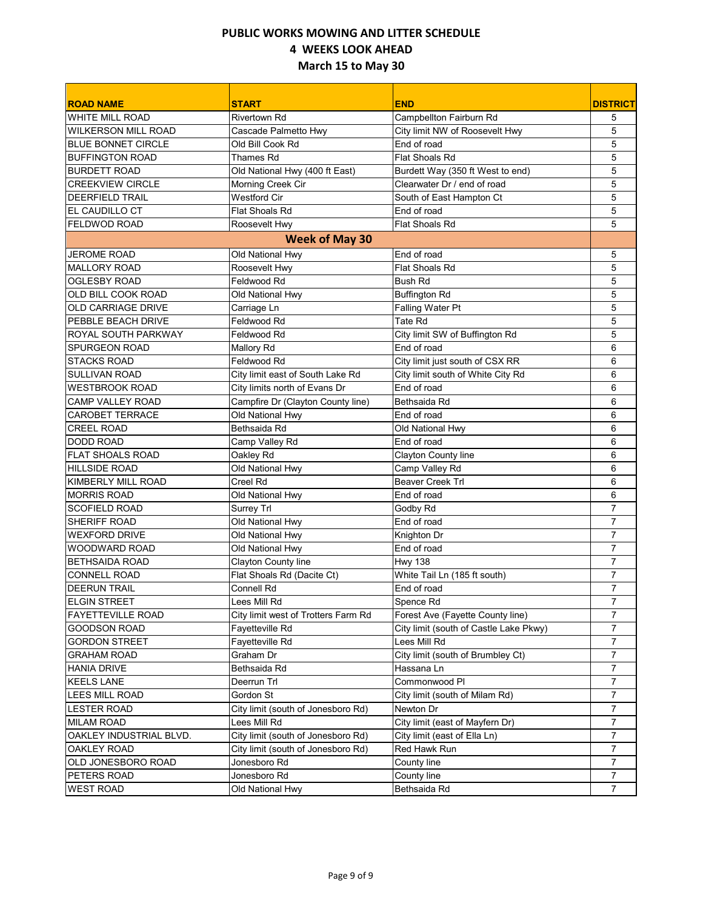# PUBLIC WORKS MOWING AND LITTER SCHEDULE
## 4 WEEKS LOOK AHEAD
## March 15 to May 30

| ROAD NAME | START | END | DISTRICT |
|---|---|---|---|
| WHITE MILL ROAD | Rivertown Rd | Campbellton Fairburn Rd | 5 |
| WILKERSON MILL ROAD | Cascade Palmetto Hwy | City limit NW of Roosevelt Hwy | 5 |
| BLUE BONNET CIRCLE | Old Bill Cook Rd | End of road | 5 |
| BUFFINGTON ROAD | Thames Rd | Flat Shoals Rd | 5 |
| BURDETT ROAD | Old National Hwy (400 ft East) | Burdett Way (350 ft West to end) | 5 |
| CREEKVIEW CIRCLE | Morning Creek Cir | Clearwater Dr / end of road | 5 |
| DEERFIELD TRAIL | Westford Cir | South of East Hampton Ct | 5 |
| EL CAUDILLO CT | Flat Shoals Rd | End of road | 5 |
| FELDWOD ROAD | Roosevelt Hwy | Flat Shoals Rd | 5 |
| **Week of May 30** | | | |
| JEROME ROAD | Old National Hwy | End of road | 5 |
| MALLORY ROAD | Roosevelt Hwy | Flat Shoals Rd | 5 |
| OGLESBY ROAD | Feldwood Rd | Bush Rd | 5 |
| OLD BILL COOK ROAD | Old National Hwy | Buffington Rd | 5 |
| OLD CARRIAGE DRIVE | Carriage Ln | Falling Water Pt | 5 |
| PEBBLE BEACH DRIVE | Feldwood Rd | Tate Rd | 5 |
| ROYAL SOUTH PARKWAY | Feldwood Rd | City limit SW of Buffington Rd | 5 |
| SPURGEON ROAD | Mallory Rd | End of road | 6 |
| STACKS ROAD | Feldwood Rd | City limit just south of CSX RR | 6 |
| SULLIVAN ROAD | City limit east of South Lake Rd | City limit south of White City Rd | 6 |
| WESTBROOK ROAD | City limits north of Evans Dr | End of road | 6 |
| CAMP VALLEY ROAD | Campfire Dr (Clayton County line) | Bethsaida Rd | 6 |
| CAROBET TERRACE | Old National Hwy | End of road | 6 |
| CREEL ROAD | Bethsaida Rd | Old National Hwy | 6 |
| DODD ROAD | Camp Valley Rd | End of road | 6 |
| FLAT SHOALS ROAD | Oakley Rd | Clayton County line | 6 |
| HILLSIDE ROAD | Old National Hwy | Camp Valley Rd | 6 |
| KIMBERLY MILL ROAD | Creel Rd | Beaver Creek Trl | 6 |
| MORRIS ROAD | Old National Hwy | End of road | 6 |
| SCOFIELD ROAD | Surrey Trl | Godby Rd | 7 |
| SHERIFF ROAD | Old National Hwy | End of road | 7 |
| WEXFORD DRIVE | Old National Hwy | Knighton Dr | 7 |
| WOODWARD ROAD | Old National Hwy | End of road | 7 |
| BETHSAIDA ROAD | Clayton County line | Hwy 138 | 7 |
| CONNELL ROAD | Flat Shoals Rd (Dacite Ct) | White Tail Ln (185 ft south) | 7 |
| DEERUN TRAIL | Connell Rd | End of road | 7 |
| ELGIN STREET | Lees Mill Rd | Spence Rd | 7 |
| FAYETTEVILLE ROAD | City limit west of Trotters Farm Rd | Forest Ave (Fayette County line) | 7 |
| GOODSON ROAD | Fayetteville Rd | City limit (south of Castle Lake Pkwy) | 7 |
| GORDON STREET | Fayetteville Rd | Lees Mill Rd | 7 |
| GRAHAM ROAD | Graham Dr | City limit (south of Brumbley Ct) | 7 |
| HANIA DRIVE | Bethsaida Rd | Hassana Ln | 7 |
| KEELS LANE | Deerrun Trl | Commonwood Pl | 7 |
| LEES MILL ROAD | Gordon St | City limit (south of Milam Rd) | 7 |
| LESTER ROAD | City limit (south of Jonesboro Rd) | Newton Dr | 7 |
| MILAM ROAD | Lees Mill Rd | City limit (east of Mayfern Dr) | 7 |
| OAKLEY INDUSTRIAL BLVD. | City limit (south of Jonesboro Rd) | City limit (east of Ella Ln) | 7 |
| OAKLEY ROAD | City limit (south of Jonesboro Rd) | Red Hawk Run | 7 |
| OLD JONESBORO ROAD | Jonesboro Rd | County line | 7 |
| PETERS ROAD | Jonesboro Rd | County line | 7 |
| WEST ROAD | Old National Hwy | Bethsaida Rd | 7 |